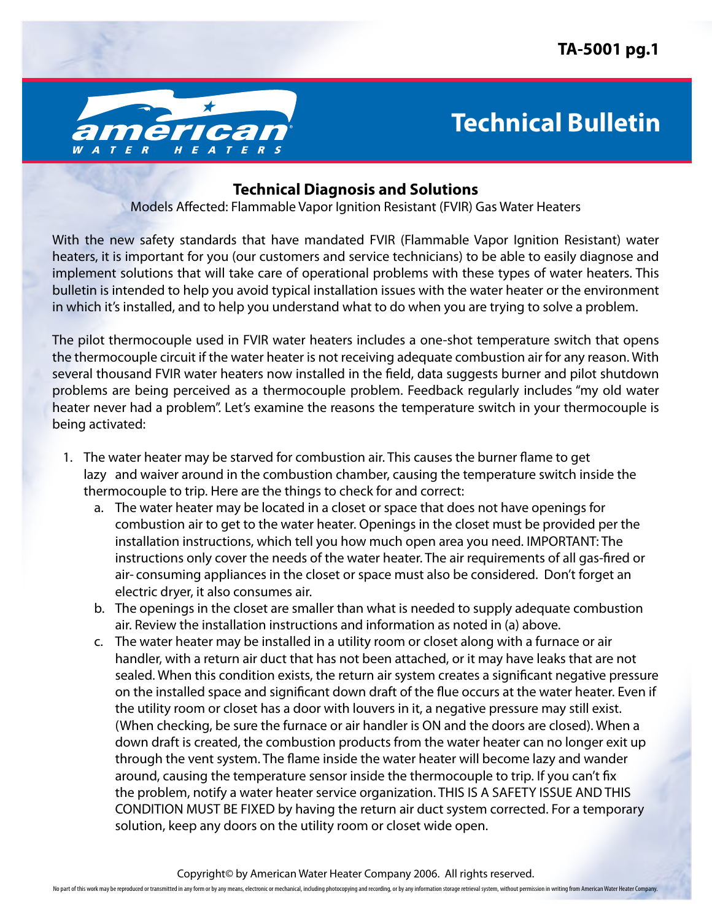# Technical Bulletin

## Technical Diagnosis and Solutions

Models Affected: Flammable Vapor Ignition Resistant (FVIR) Gas Water Heaters

With the new safety standards that have mandated FVIR (Flammable Vapor Ignition Resistant) water heaters, it is important for you (our customers and service technicians) to be able to easily diagnose and implement solutions that will take care of operational problems with these types of water heaters. This bulletin is intended to help you avoid typical installation issues with the water heater or the environment in which it's installed, and to help you understand what to do when you are trying to solve a problem.

The pilot thermocouple used in FVIR water heaters includes a one-shot temperature switch that opens the thermocouple circuit if the water heater is not receiving adequate combustion air for any reason. With several thousand FVIR water heaters now installed in the field, data suggests burner and pilot shutdown problems are being perceived as a thermocouple problem. Feedback regularly includes "my old water heater never had a problem". Let's examine the reasons the temperature switch in your thermocouple is being activated:

1. The water heater may be starved for combustion air. This causes the burner flame to get lazy and waiver around in the combustion chamber, causing the temperature switch inside the thermocouple to trip. Here are the things to check for and correct:
   a. The water heater may be located in a closet or space that does not have openings for combustion air to get to the water heater. Openings in the closet must be provided per the installation instructions, which tell you how much open area you need. IMPORTANT: The instructions only cover the needs of the water heater. The air requirements of all gas-fired or air- consuming appliances in the closet or space must also be considered. Don't forget an electric dryer, it also consumes air.
   b. The openings in the closet are smaller than what is needed to supply adequate combustion air. Review the installation instructions and information as noted in (a) above.
   c. The water heater may be installed in a utility room or closet along with a furnace or air handler, with a return air duct that has not been attached, or it may have leaks that are not sealed. When this condition exists, the return air system creates a significant negative pressure on the installed space and significant down draft of the flue occurs at the water heater. Even if the utility room or closet has a door with louvers in it, a negative pressure may still exist. (When checking, be sure the furnace or air handler is ON and the doors are closed). When a down draft is created, the combustion products from the water heater can no longer exit up through the vent system. The flame inside the water heater will become lazy and wander around, causing the temperature sensor inside the thermocouple to trip. If you can't fix the problem, notify a water heater service organization. THIS IS A SAFETY ISSUE AND THIS CONDITION MUST BE FIXED by having the return air duct system corrected. For a temporary solution, keep any doors on the utility room or closet wide open.

Copyright© by American Water Heater Company 2006. All rights reserved.

No part of this work may be reproduced or transmitted in any form or by any means, electronic or mechanical, including photocopying and recording, or by any information storage retrieval system, without permission in writing from American Water Heater Company.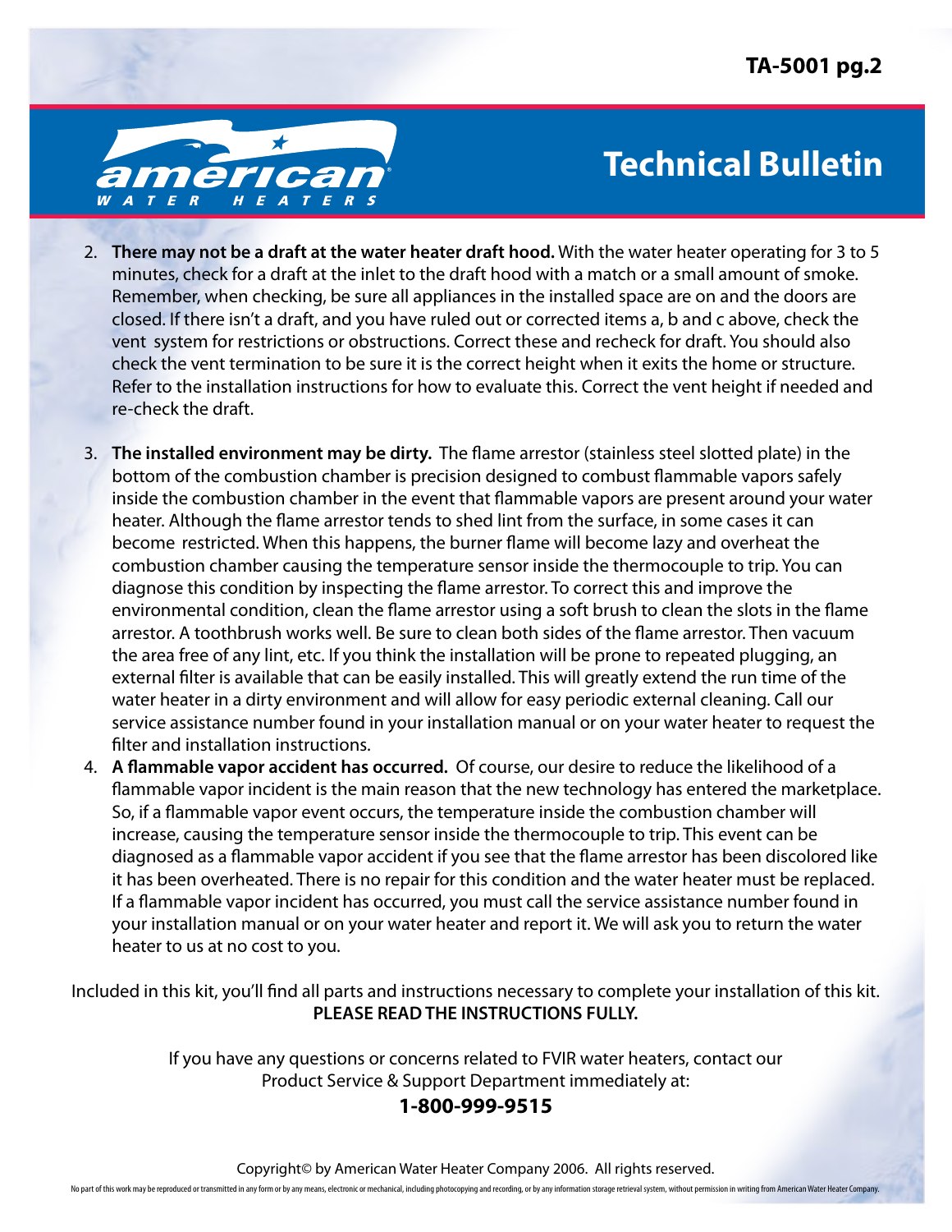# Technical Bulletin

2. **There may not be a draft at the water heater draft hood.** With the water heater operating for 3 to 5 minutes, check for a draft at the inlet to the draft hood with a match or a small amount of smoke. Remember, when checking, be sure all appliances in the installed space are on and the doors are closed. If there isn't a draft, and you have ruled out or corrected items a, b and c above, check the vent system for restrictions or obstructions. Correct these and recheck for draft. You should also check the vent termination to be sure it is the correct height when it exits the home or structure. Refer to the installation instructions for how to evaluate this. Correct the vent height if needed and re-check the draft.

3. **The installed environment may be dirty.** The flame arrestor (stainless steel slotted plate) in the bottom of the combustion chamber is precision designed to combust flammable vapors safely inside the combustion chamber in the event that flammable vapors are present around your water heater. Although the flame arrestor tends to shed lint from the surface, in some cases it can become restricted. When this happens, the burner flame will become lazy and overheat the combustion chamber causing the temperature sensor inside the thermocouple to trip. You can diagnose this condition by inspecting the flame arrestor. To correct this and improve the environmental condition, clean the flame arrestor using a soft brush to clean the slots in the flame arrestor. A toothbrush works well. Be sure to clean both sides of the flame arrestor. Then vacuum the area free of any lint, etc. If you think the installation will be prone to repeated plugging, an external filter is available that can be easily installed. This will greatly extend the run time of the water heater in a dirty environment and will allow for easy periodic external cleaning. Call our service assistance number found in your installation manual or on your water heater to request the filter and installation instructions.

4. **A flammable vapor accident has occurred.** Of course, our desire to reduce the likelihood of a flammable vapor incident is the main reason that the new technology has entered the marketplace. So, if a flammable vapor event occurs, the temperature inside the combustion chamber will increase, causing the temperature sensor inside the thermocouple to trip. This event can be diagnosed as a flammable vapor accident if you see that the flame arrestor has been discolored like it has been overheated. There is no repair for this condition and the water heater must be replaced. If a flammable vapor incident has occurred, you must call the service assistance number found in your installation manual or on your water heater and report it. We will ask you to return the water heater to us at no cost to you.

Included in this kit, you'll find all parts and instructions necessary to complete your installation of this kit.
**PLEASE READ THE INSTRUCTIONS FULLY.**

If you have any questions or concerns related to FVIR water heaters, contact our Product Service & Support Department immediately at:

**1-800-999-9515**

Copyright© by American Water Heater Company 2006. All rights reserved.

No part of this work may be reproduced or transmitted in any form or by any means, electronic or mechanical, including photocopying and recording, or by any information storage retrieval system, without permission in writing from American Water Heater Company.